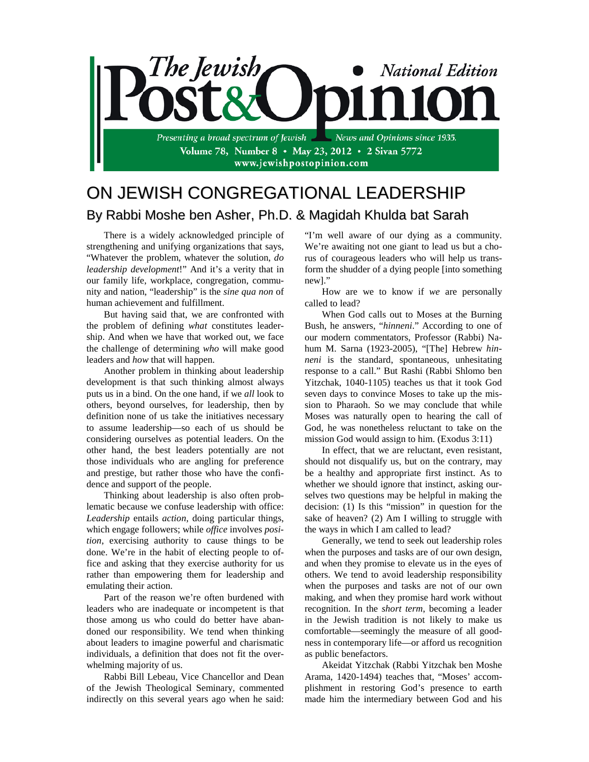# The Jewish Post & Opinion • National Edition

Presenting a broad spectrum of Jewish News and Opinions since 1935.

Volume 78, Number 8 • May 23, 2012 • 2 Sivan 5772

www.jewishpostopinion.com

## ON JEWISH CONGREGATIONAL LEADERSHIP

### By Rabbi Moshe ben Asher, Ph.D. & Magidah Khulda bat Sarah

There is a widely acknowledged principle of strengthening and unifying organizations that says, "Whatever the problem, whatever the solution, *do leadership development*!" And it's a verity that in our family life, workplace, congregation, community and nation, "leadership" is the *sine qua non* of human achievement and fulfillment.

But having said that, we are confronted with the problem of defining *what* constitutes leadership. And when we have that worked out, we face the challenge of determining *who* will make good leaders and *how* that will happen.

Another problem in thinking about leadership development is that such thinking almost always puts us in a bind. On the one hand, if we *all* look to others, beyond ourselves, for leadership, then by definition none of us take the initiatives necessary to assume leadership—so each of us should be considering ourselves as potential leaders. On the other hand, the best leaders potentially are not those individuals who are angling for preference and prestige, but rather those who have the confidence and support of the people.

Thinking about leadership is also often problematic because we confuse leadership with office: *Leadership* entails *action*, doing particular things, which engage followers; while *office* involves *position*, exercising authority to cause things to be done. We're in the habit of electing people to office and asking that they exercise authority for us rather than empowering them for leadership and emulating their action.

Part of the reason we're often burdened with leaders who are inadequate or incompetent is that those among us who could do better have abandoned our responsibility. We tend when thinking about leaders to imagine powerful and charismatic individuals, a definition that does not fit the overwhelming majority of us.

Rabbi Bill Lebeau, Vice Chancellor and Dean of the Jewish Theological Seminary, commented indirectly on this several years ago when he said: "I'm well aware of our dying as a community. We're awaiting not one giant to lead us but a chorus of courageous leaders who will help us transform the shudder of a dying people [into something new]."

How are we to know if *we* are personally called to lead?

When God calls out to Moses at the Burning Bush, he answers, "*hinneni*." According to one of our modern commentators, Professor (Rabbi) Nahum M. Sarna (1923-2005), "[The] Hebrew *hinneni* is the standard, spontaneous, unhesitating response to a call." But Rashi (Rabbi Shlomo ben Yitzchak, 1040-1105) teaches us that it took God seven days to convince Moses to take up the mission to Pharaoh. So we may conclude that while Moses was naturally open to hearing the call of God, he was nonetheless reluctant to take on the mission God would assign to him. (Exodus 3:11)

In effect, that we are reluctant, even resistant, should not disqualify us, but on the contrary, may be a healthy and appropriate first instinct. As to whether we should ignore that instinct, asking ourselves two questions may be helpful in making the decision: (1) Is this "mission" in question for the sake of heaven? (2) Am I willing to struggle with the ways in which I am called to lead?

Generally, we tend to seek out leadership roles when the purposes and tasks are of our own design, and when they promise to elevate us in the eyes of others. We tend to avoid leadership responsibility when the purposes and tasks are not of our own making, and when they promise hard work without recognition. In the *short term*, becoming a leader in the Jewish tradition is not likely to make us comfortable—seemingly the measure of all goodness in contemporary life—or afford us recognition as public benefactors.

Akeidat Yitzchak (Rabbi Yitzchak ben Moshe Arama, 1420-1494) teaches that, "Moses' accomplishment in restoring God's presence to earth made him the intermediary between God and his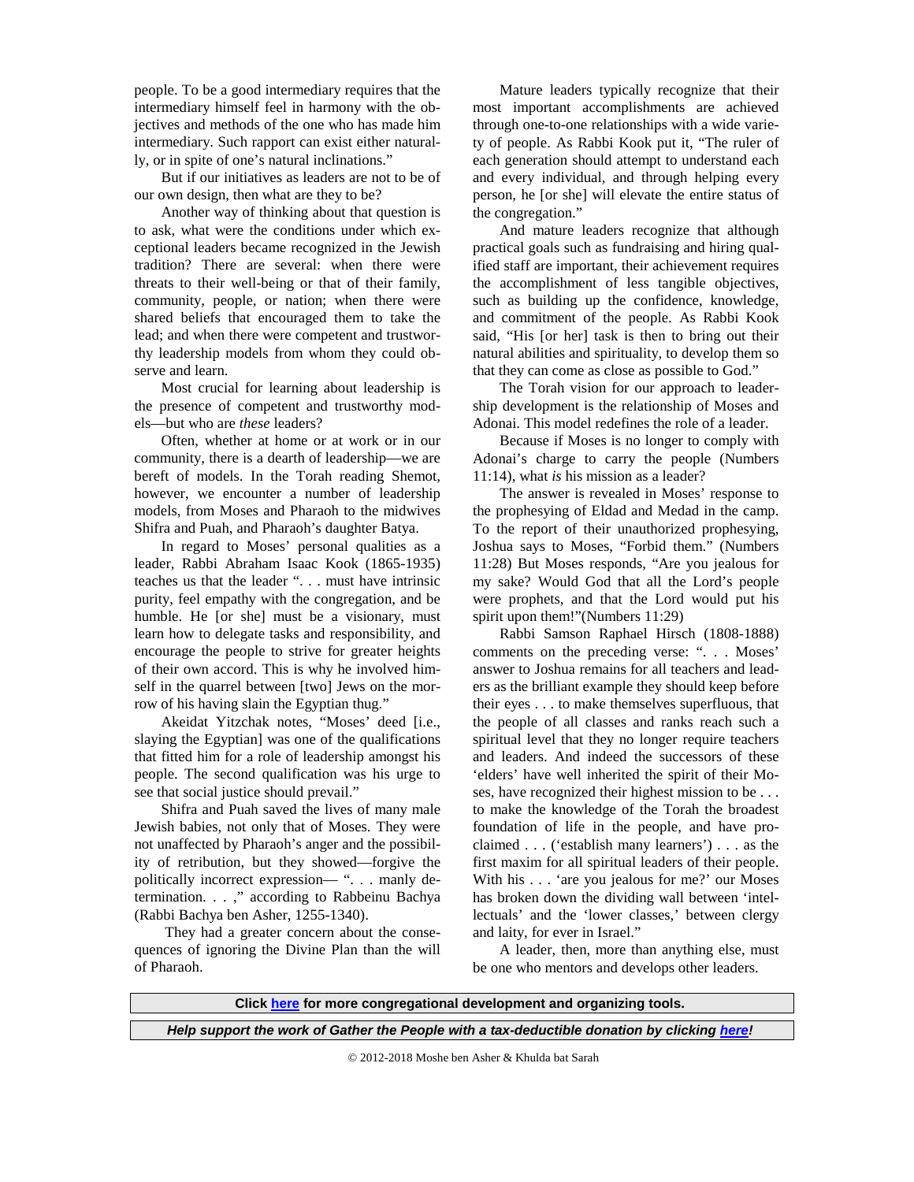people. To be a good intermediary requires that the intermediary himself feel in harmony with the objectives and methods of the one who has made him intermediary. Such rapport can exist either naturally, or in spite of one's natural inclinations."

But if our initiatives as leaders are not to be of our own design, then what are they to be?

Another way of thinking about that question is to ask, what were the conditions under which exceptional leaders became recognized in the Jewish tradition? There are several: when there were threats to their well-being or that of their family, community, people, or nation; when there were shared beliefs that encouraged them to take the lead; and when there were competent and trustworthy leadership models from whom they could observe and learn.

Most crucial for learning about leadership is the presence of competent and trustworthy models—but who are *these* leaders?

Often, whether at home or at work or in our community, there is a dearth of leadership—we are bereft of models. In the Torah reading Shemot, however, we encounter a number of leadership models, from Moses and Pharaoh to the midwives Shifra and Puah, and Pharaoh's daughter Batya.

In regard to Moses' personal qualities as a leader, Rabbi Abraham Isaac Kook (1865-1935) teaches us that the leader ". . . must have intrinsic purity, feel empathy with the congregation, and be humble. He [or she] must be a visionary, must learn how to delegate tasks and responsibility, and encourage the people to strive for greater heights of their own accord. This is why he involved himself in the quarrel between [two] Jews on the morrow of his having slain the Egyptian thug."

Akeidat Yitzchak notes, "Moses' deed [i.e., slaying the Egyptian] was one of the qualifications that fitted him for a role of leadership amongst his people. The second qualification was his urge to see that social justice should prevail."

Shifra and Puah saved the lives of many male Jewish babies, not only that of Moses. They were not unaffected by Pharaoh's anger and the possibility of retribution, but they showed—forgive the politically incorrect expression— ". . . manly determination. . . ," according to Rabbeinu Bachya (Rabbi Bachya ben Asher, 1255-1340).

They had a greater concern about the consequences of ignoring the Divine Plan than the will of Pharaoh.

Mature leaders typically recognize that their most important accomplishments are achieved through one-to-one relationships with a wide variety of people. As Rabbi Kook put it, "The ruler of each generation should attempt to understand each and every individual, and through helping every person, he [or she] will elevate the entire status of the congregation."

And mature leaders recognize that although practical goals such as fundraising and hiring qualified staff are important, their achievement requires the accomplishment of less tangible objectives, such as building up the confidence, knowledge, and commitment of the people. As Rabbi Kook said, "His [or her] task is then to bring out their natural abilities and spirituality, to develop them so that they can come as close as possible to God."

The Torah vision for our approach to leadership development is the relationship of Moses and Adonai. This model redefines the role of a leader.

Because if Moses is no longer to comply with Adonai's charge to carry the people (Numbers 11:14), what *is* his mission as a leader?

The answer is revealed in Moses' response to the prophesying of Eldad and Medad in the camp. To the report of their unauthorized prophesying, Joshua says to Moses, "Forbid them." (Numbers 11:28) But Moses responds, "Are you jealous for my sake? Would God that all the Lord's people were prophets, and that the Lord would put his spirit upon them!"(Numbers 11:29)

Rabbi Samson Raphael Hirsch (1808-1888) comments on the preceding verse: ". . . Moses' answer to Joshua remains for all teachers and leaders as the brilliant example they should keep before their eyes . . . to make themselves superfluous, that the people of all classes and ranks reach such a spiritual level that they no longer require teachers and leaders. And indeed the successors of these 'elders' have well inherited the spirit of their Moses, have recognized their highest mission to be . . . to make the knowledge of the Torah the broadest foundation of life in the people, and have proclaimed . . . ('establish many learners') . . . as the first maxim for all spiritual leaders of their people. With his . . . 'are you jealous for me?' our Moses has broken down the dividing wall between 'intellectuals' and the 'lower classes,' between clergy and laity, for ever in Israel."

A leader, then, more than anything else, must be one who mentors and develops other leaders.

**Click here for more congregational development and organizing tools.**

***Help support the work of Gather the People with a tax-deductible donation by clicking here!***

© 2012-2018 Moshe ben Asher & Khulda bat Sarah